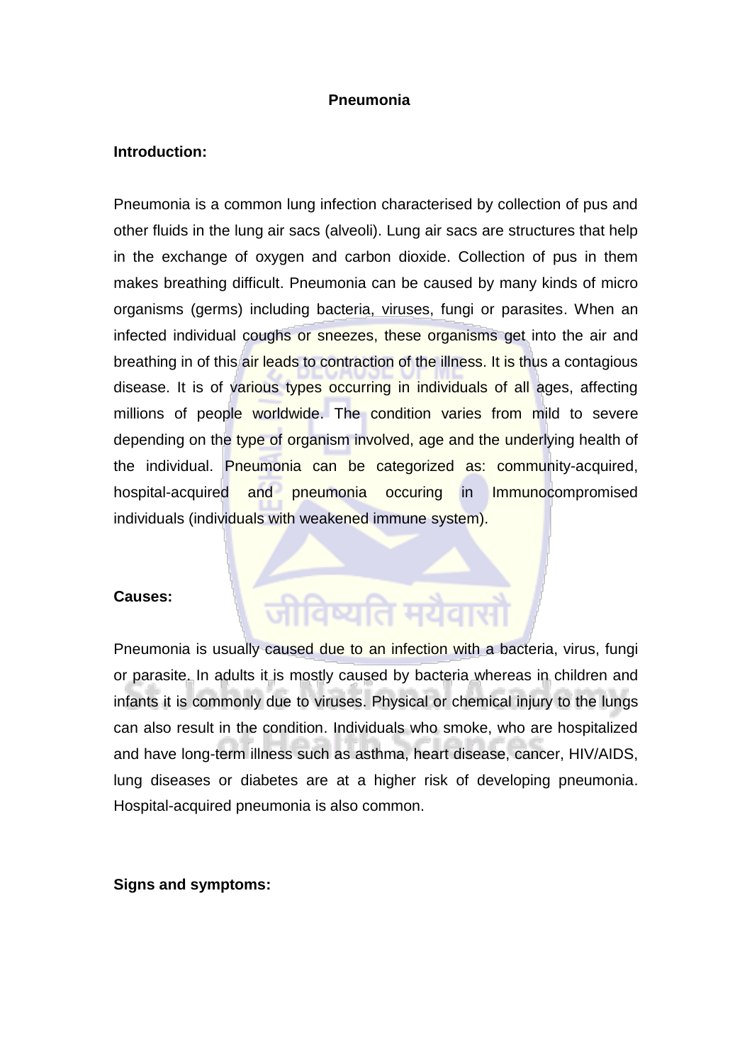# Pneumonia

## Introduction:

Pneumonia is a common lung infection characterised by collection of pus and other fluids in the lung air sacs (alveoli). Lung air sacs are structures that help in the exchange of oxygen and carbon dioxide. Collection of pus in them makes breathing difficult. Pneumonia can be caused by many kinds of micro organisms (germs) including bacteria, viruses, fungi or parasites. When an infected individual coughs or sneezes, these organisms get into the air and breathing in of this air leads to contraction of the illness. It is thus a contagious disease. It is of various types occurring in individuals of all ages, affecting millions of people worldwide. The condition varies from mild to severe depending on the type of organism involved, age and the underlying health of the individual. Pneumonia can be categorized as: community-acquired, hospital-acquired and pneumonia occuring in Immunocompromised individuals (individuals with weakened immune system).

## Causes:

Pneumonia is usually caused due to an infection with a bacteria, virus, fungi or parasite. In adults it is mostly caused by bacteria whereas in children and infants it is commonly due to viruses. Physical or chemical injury to the lungs can also result in the condition. Individuals who smoke, who are hospitalized and have long-term illness such as asthma, heart disease, cancer, HIV/AIDS, lung diseases or diabetes are at a higher risk of developing pneumonia. Hospital-acquired pneumonia is also common.

## Signs and symptoms: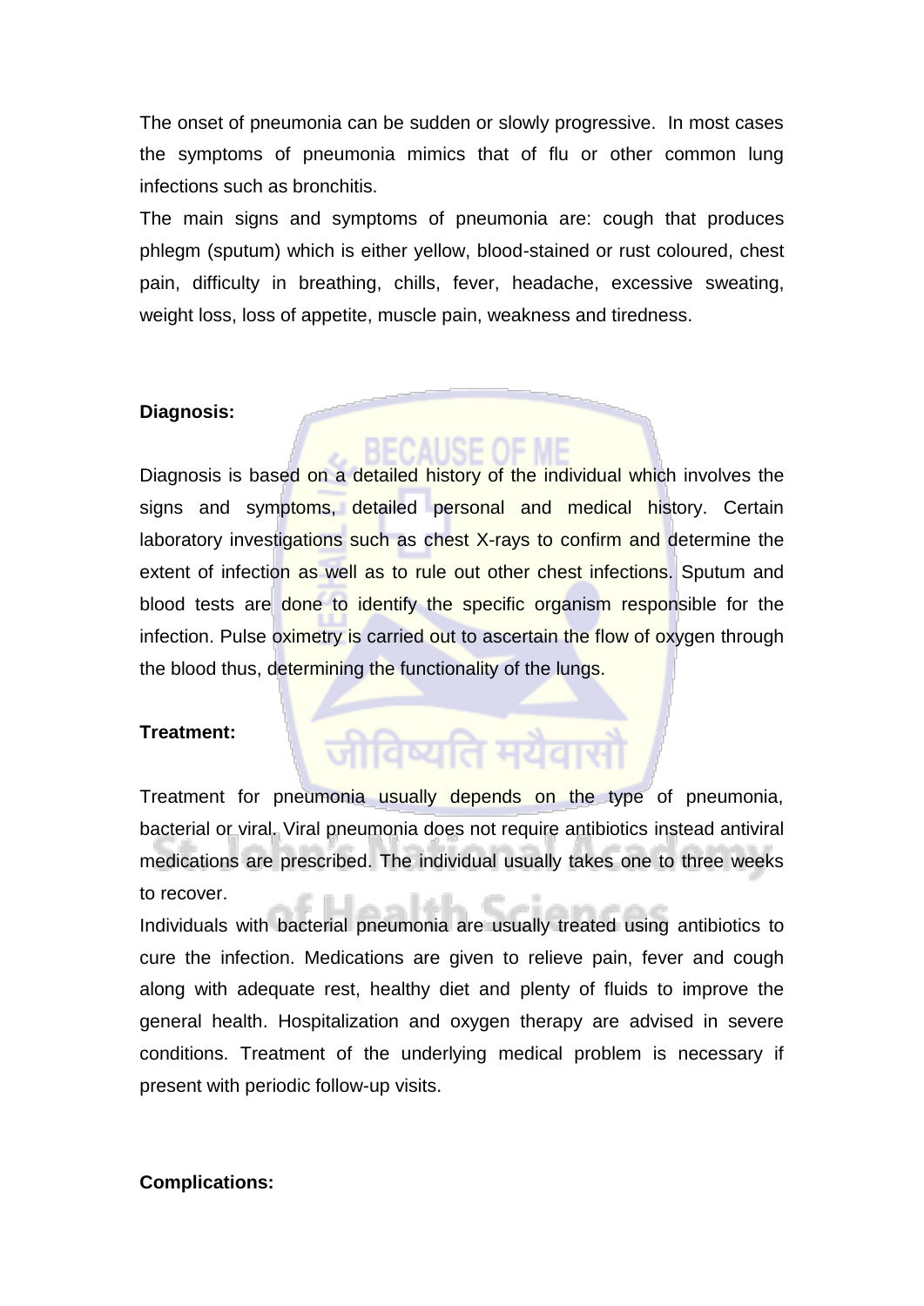The onset of pneumonia can be sudden or slowly progressive. In most cases the symptoms of pneumonia mimics that of flu or other common lung infections such as bronchitis.

The main signs and symptoms of pneumonia are: cough that produces phlegm (sputum) which is either yellow, blood-stained or rust coloured, chest pain, difficulty in breathing, chills, fever, headache, excessive sweating, weight loss, loss of appetite, muscle pain, weakness and tiredness.

**Diagnosis:**

Diagnosis is based on a detailed history of the individual which involves the signs and symptoms, detailed personal and medical history. Certain laboratory investigations such as chest X-rays to confirm and determine the extent of infection as well as to rule out other chest infections. Sputum and blood tests are done to identify the specific organism responsible for the infection. Pulse oximetry is carried out to ascertain the flow of oxygen through the blood thus, determining the functionality of the lungs.

**Treatment:**

Treatment for pneumonia usually depends on the type of pneumonia, bacterial or viral. Viral pneumonia does not require antibiotics instead antiviral medications are prescribed. The individual usually takes one to three weeks to recover.

Individuals with bacterial pneumonia are usually treated using antibiotics to cure the infection. Medications are given to relieve pain, fever and cough along with adequate rest, healthy diet and plenty of fluids to improve the general health. Hospitalization and oxygen therapy are advised in severe conditions. Treatment of the underlying medical problem is necessary if present with periodic follow-up visits.

**Complications:**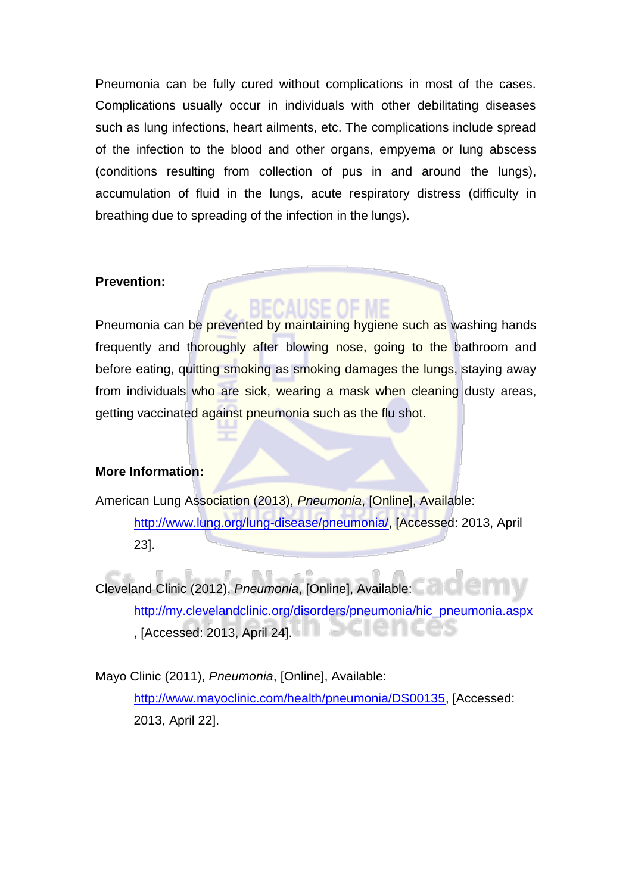Pneumonia can be fully cured without complications in most of the cases. Complications usually occur in individuals with other debilitating diseases such as lung infections, heart ailments, etc. The complications include spread of the infection to the blood and other organs, empyema or lung abscess (conditions resulting from collection of pus in and around the lungs), accumulation of fluid in the lungs, acute respiratory distress (difficulty in breathing due to spreading of the infection in the lungs).

**Prevention:**

Pneumonia can be prevented by maintaining hygiene such as washing hands frequently and thoroughly after blowing nose, going to the bathroom and before eating, quitting smoking as smoking damages the lungs, staying away from individuals who are sick, wearing a mask when cleaning dusty areas, getting vaccinated against pneumonia such as the flu shot.

**More Information:**

American Lung Association (2013), *Pneumonia*, [Online], Available: http://www.lung.org/lung-disease/pneumonia/, [Accessed: 2013, April 23].

Cleveland Clinic (2012), *Pneumonia*, [Online], Available: http://my.clevelandclinic.org/disorders/pneumonia/hic_pneumonia.aspx, [Accessed: 2013, April 24].

Mayo Clinic (2011), *Pneumonia*, [Online], Available: http://www.mayoclinic.com/health/pneumonia/DS00135, [Accessed: 2013, April 22].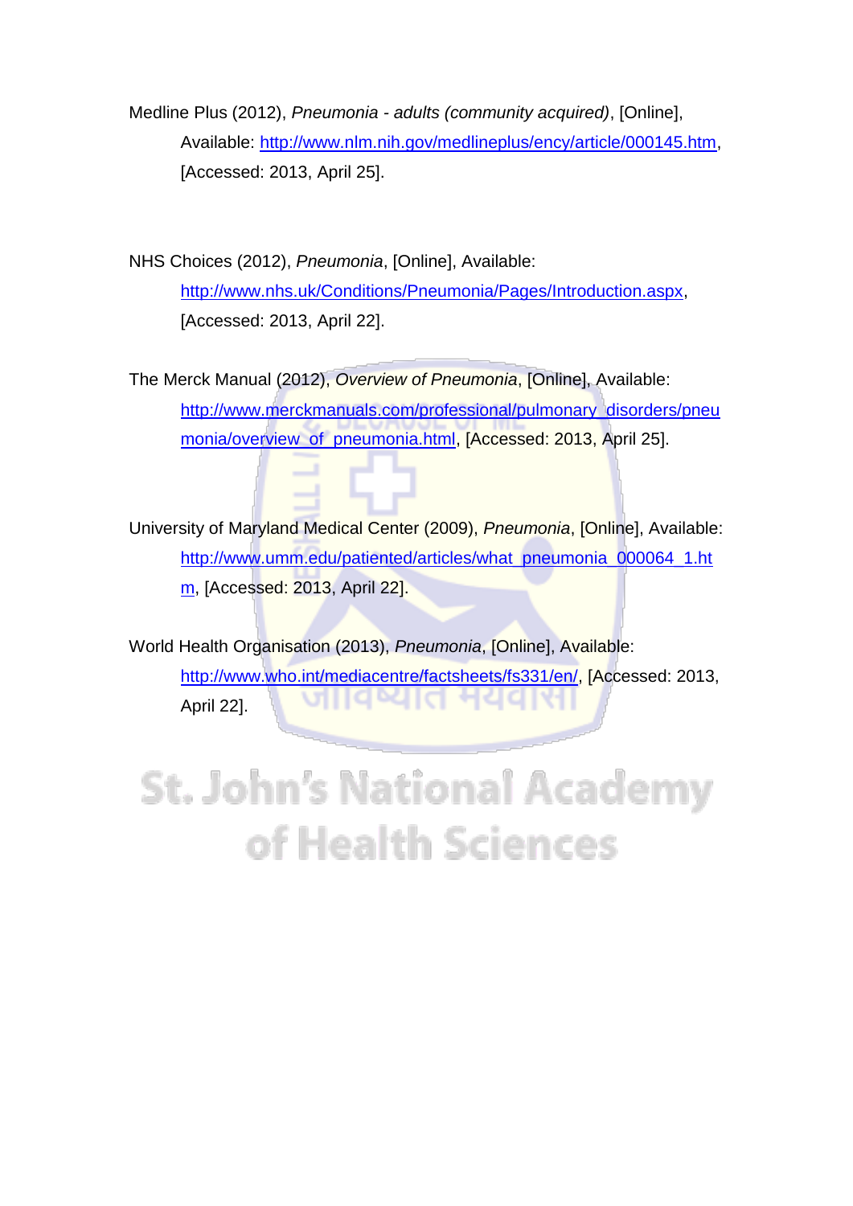Medline Plus (2012), *Pneumonia - adults (community acquired)*, [Online], Available: http://www.nlm.nih.gov/medlineplus/ency/article/000145.htm, [Accessed: 2013, April 25].

NHS Choices (2012), *Pneumonia*, [Online], Available: http://www.nhs.uk/Conditions/Pneumonia/Pages/Introduction.aspx, [Accessed: 2013, April 22].

The Merck Manual (2012), *Overview of Pneumonia*, [Online], Available: http://www.merckmanuals.com/professional/pulmonary_disorders/pneumonia/overview_of_pneumonia.html, [Accessed: 2013, April 25].

University of Maryland Medical Center (2009), *Pneumonia*, [Online], Available: http://www.umm.edu/patiented/articles/what_pneumonia_000064_1.htm, [Accessed: 2013, April 22].

World Health Organisation (2013), *Pneumonia*, [Online], Available: http://www.who.int/mediacentre/factsheets/fs331/en/, [Accessed: 2013, April 22].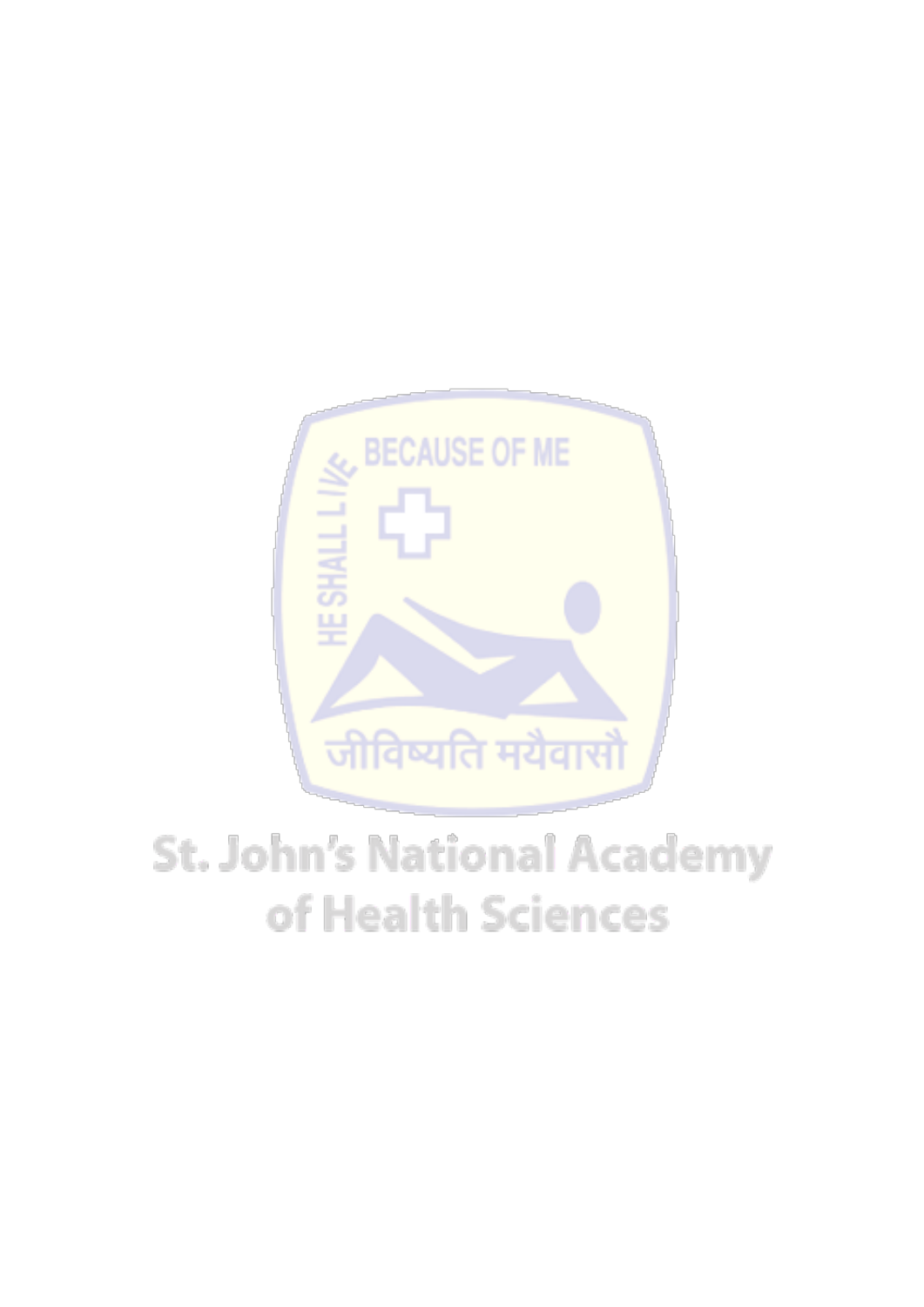BECAUSE OF ME

HE SHALL LIVE

जीविष्यति मयैवासौ

St. John's National Academy
of Health Sciences